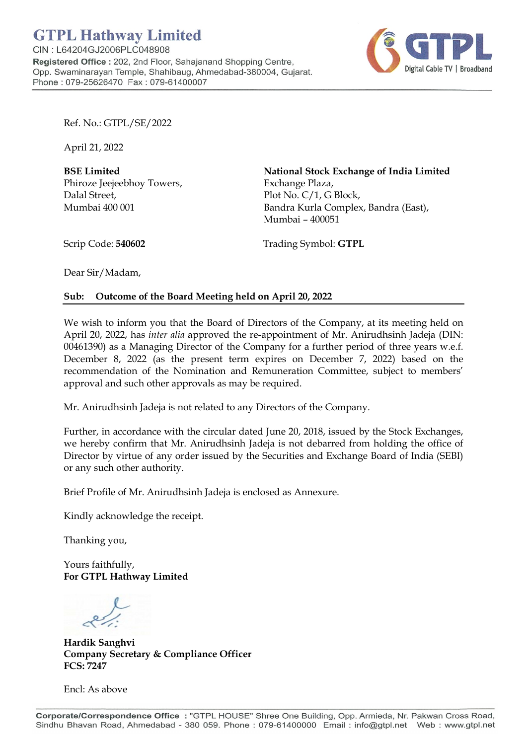# GTPL Hathway Limited

CIN : L64204GJ2006PLC048908

**Registered Office :** 202, 2nd Floor, Sahajanand Shopping Centre, Opp. Swaminarayan Temple, Shahibaug, Ahmedabad-380004, Gujarat.
Phone : 079-25626470 Fax : 079-61400007

Ref. No.: GTPL/SE/2022

April 21, 2022

**BSE Limited**
Phiroze Jeejeebhoy Towers,
Dalal Street,
Mumbai 400 001

Scrip Code: **540602**

**National Stock Exchange of India Limited**
Exchange Plaza,
Plot No. C/1, G Block,
Bandra Kurla Complex, Bandra (East),
Mumbai – 400051

Trading Symbol: **GTPL**

Dear Sir/Madam,

**Sub: Outcome of the Board Meeting held on April 20, 2022**

We wish to inform you that the Board of Directors of the Company, at its meeting held on April 20, 2022, has *inter alia* approved the re-appointment of Mr. Anirudhsinh Jadeja (DIN: 00461390) as a Managing Director of the Company for a further period of three years w.e.f. December 8, 2022 (as the present term expires on December 7, 2022) based on the recommendation of the Nomination and Remuneration Committee, subject to members' approval and such other approvals as may be required.

Mr. Anirudhsinh Jadeja is not related to any Directors of the Company.

Further, in accordance with the circular dated June 20, 2018, issued by the Stock Exchanges, we hereby confirm that Mr. Anirudhsinh Jadeja is not debarred from holding the office of Director by virtue of any order issued by the Securities and Exchange Board of India (SEBI) or any such other authority.

Brief Profile of Mr. Anirudhsinh Jadeja is enclosed as Annexure.

Kindly acknowledge the receipt.

Thanking you,

Yours faithfully,
**For GTPL Hathway Limited**

**Hardik Sanghvi**
**Company Secretary & Compliance Officer**
**FCS: 7247**

Encl: As above

**Corporate/Correspondence Office :** "GTPL HOUSE" Shree One Building, Opp. Armieda, Nr. Pakwan Cross Road, Sindhu Bhavan Road, Ahmedabad - 380 059. Phone : 079-61400000 Email : info@gtpl.net Web : www.gtpl.net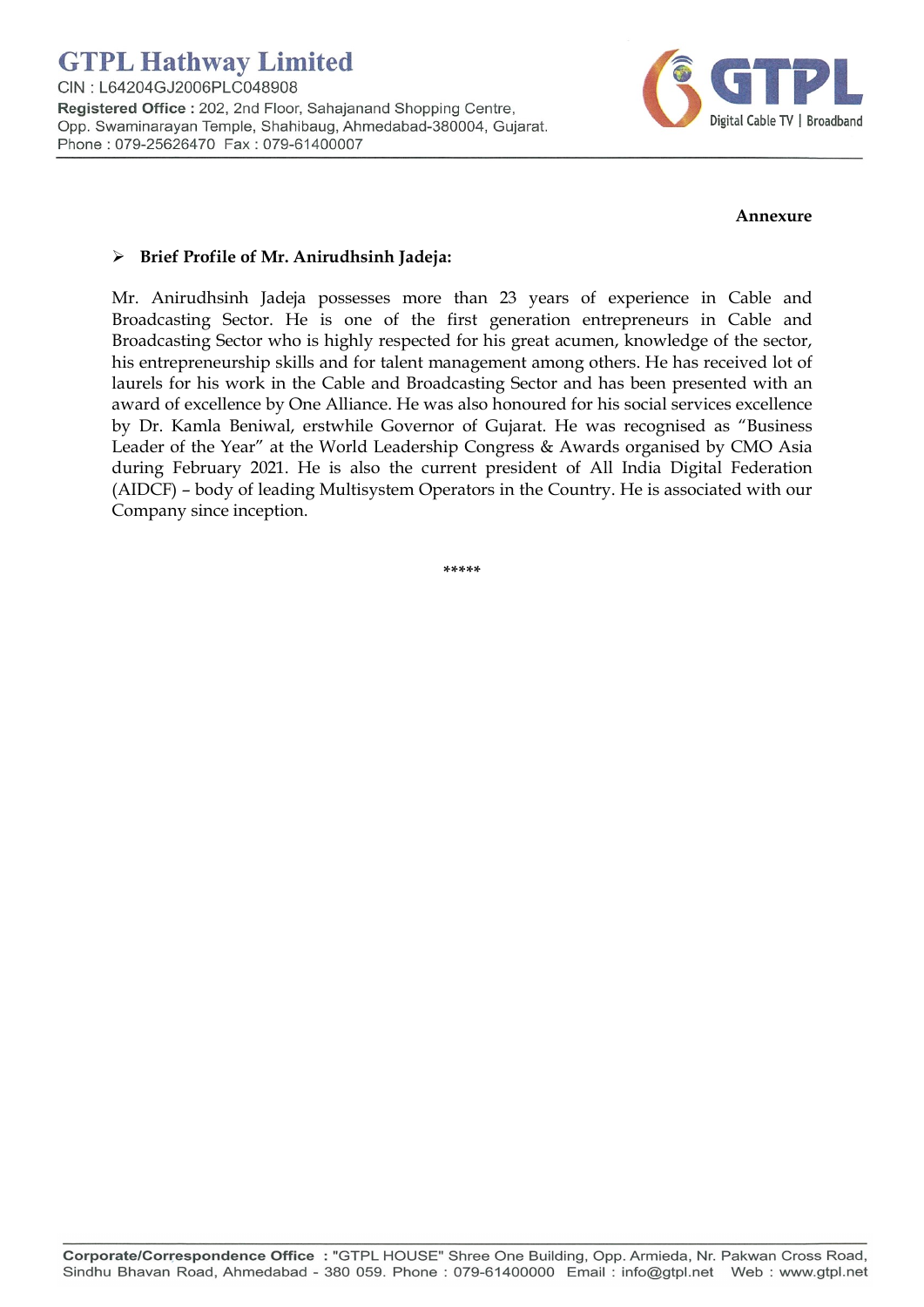**Annexure**

- **Brief Profile of Mr. Anirudhsinh Jadeja:**

Mr. Anirudhsinh Jadeja possesses more than 23 years of experience in Cable and Broadcasting Sector. He is one of the first generation entrepreneurs in Cable and Broadcasting Sector who is highly respected for his great acumen, knowledge of the sector, his entrepreneurship skills and for talent management among others. He has received lot of laurels for his work in the Cable and Broadcasting Sector and has been presented with an award of excellence by One Alliance. He was also honoured for his social services excellence by Dr. Kamla Beniwal, erstwhile Governor of Gujarat. He was recognised as "Business Leader of the Year" at the World Leadership Congress & Awards organised by CMO Asia during February 2021. He is also the current president of All India Digital Federation (AIDCF) – body of leading Multisystem Operators in the Country. He is associated with our Company since inception.

*****